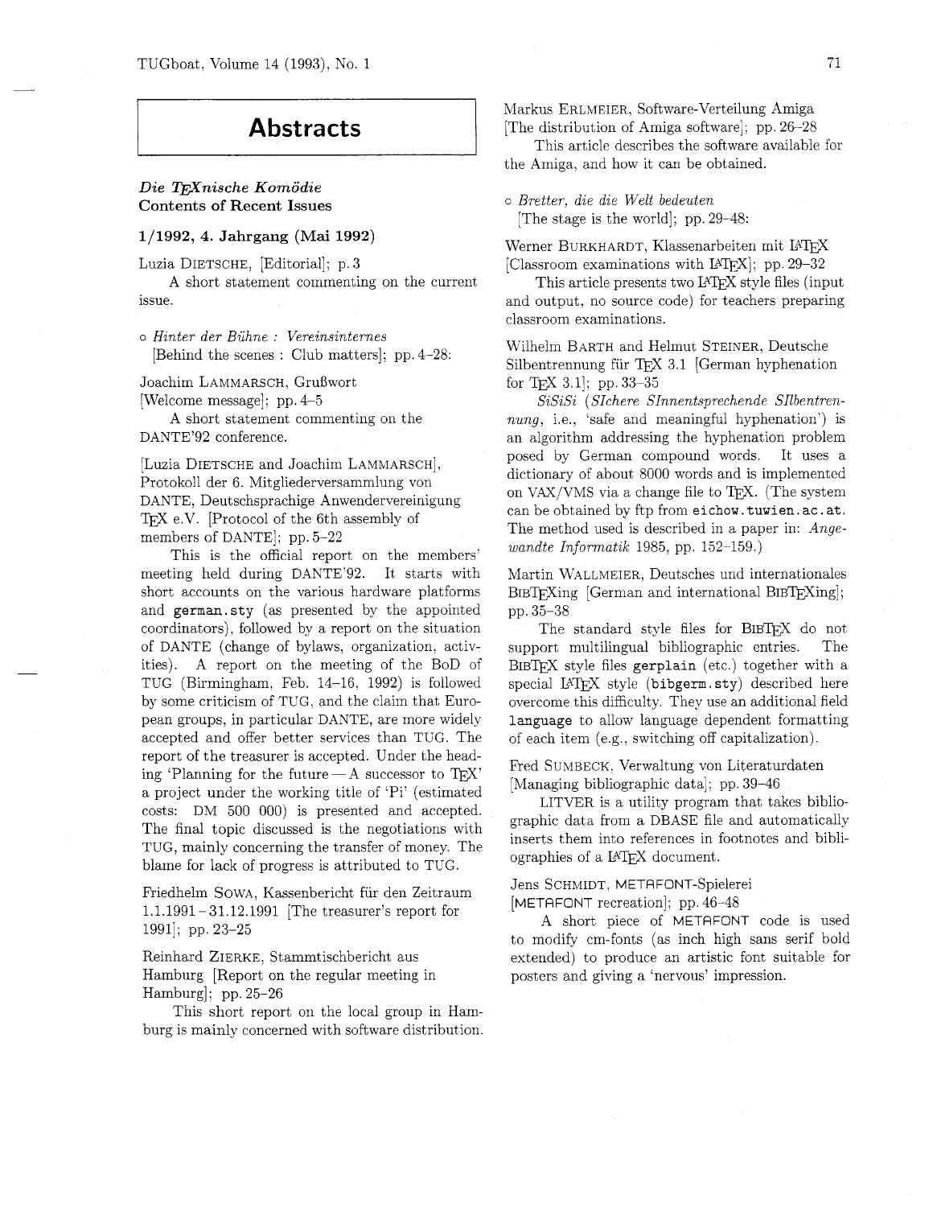# Abstracts

## *Die TEXnische Komödie* Contents of Recent Issues

### 1/1992, 4. Jahrgang (Mai 1992)

Luzia DIETSCHE, [Editorial]; p. 3

A short statement commenting on the current issue.

◦ *Hinter der Bühne : Vereinsinternes*
[Behind the scenes : Club matters]; pp. 4–28:

Joachim LAMMARSCH, Grußwort
[Welcome message]; pp. 4–5

A short statement commenting on the DANTE'92 conference.

[Luzia DIETSCHE and Joachim LAMMARSCH], Protokoll der 6. Mitgliederversammlung von DANTE, Deutschsprachige Anwendervereinigung TEX e.V. [Protocol of the 6th assembly of members of DANTE]; pp. 5–22

This is the official report on the members' meeting held during DANTE'92. It starts with short accounts on the various hardware platforms and `german.sty` (as presented by the appointed coordinators), followed by a report on the situation of DANTE (change of bylaws, organization, activities). A report on the meeting of the BoD of TUG (Birmingham, Feb. 14–16, 1992) is followed by some criticism of TUG, and the claim that European groups, in particular DANTE, are more widely accepted and offer better services than TUG. The report of the treasurer is accepted. Under the heading 'Planning for the future — A successor to TEX' a project under the working title of 'Pi' (estimated costs: DM 500 000) is presented and accepted. The final topic discussed is the negotiations with TUG, mainly concerning the transfer of money. The blame for lack of progress is attributed to TUG.

Friedhelm SOWA, Kassenbericht für den Zeitraum 1.1.1991 – 31.12.1991 [The treasurer's report for 1991]; pp. 23–25

Reinhard ZIERKE, Stammtischbericht aus Hamburg [Report on the regular meeting in Hamburg]; pp. 25–26

This short report on the local group in Hamburg is mainly concerned with software distribution.

Markus ERLMEIER, Software-Verteilung Amiga [The distribution of Amiga software]; pp. 26–28

This article describes the software available for the Amiga, and how it can be obtained.

◦ *Bretter, die die Welt bedeuten*
[The stage is the world]; pp. 29–48:

Werner BURKHARDT, Klassenarbeiten mit LATEX [Classroom examinations with LATEX]; pp. 29–32

This article presents two LATEX style files (input and output, no source code) for teachers preparing classroom examinations.

Wilhelm BARTH and Helmut STEINER, Deutsche Silbentrennung für TEX 3.1 [German hyphenation for TEX 3.1]; pp. 33–35

*SiSiSi* (*SIchere SInnentsprechende SIlbentrennung*, i.e., 'safe and meaningful hyphenation') is an algorithm addressing the hyphenation problem posed by German compound words. It uses a dictionary of about 8000 words and is implemented on VAX/VMS via a change file to TEX. (The system can be obtained by ftp from `eichow.tuwien.ac.at`. The method used is described in a paper in: *Angewandte Informatik* 1985, pp. 152–159.)

Martin WALLMEIER, Deutsches und internationales BIBTEXing [German and international BIBTEXing]; pp. 35–38

The standard style files for BIBTEX do not support multilingual bibliographic entries. The BIBTEX style files `gerplain` (etc.) together with a special LATEX style (`bibgerm.sty`) described here overcome this difficulty. They use an additional field `language` to allow language dependent formatting of each item (e.g., switching off capitalization).

Fred SUMBECK, Verwaltung von Literaturdaten [Managing bibliographic data]; pp. 39–46

LITVER is a utility program that takes bibliographic data from a DBASE file and automatically inserts them into references in footnotes and bibliographies of a LATEX document.

Jens SCHMIDT, METAFONT-Spielerei [METAFONT recreation]; pp. 46–48

A short piece of METAFONT code is used to modify cm-fonts (as inch high sans serif bold extended) to produce an artistic font suitable for posters and giving a 'nervous' impression.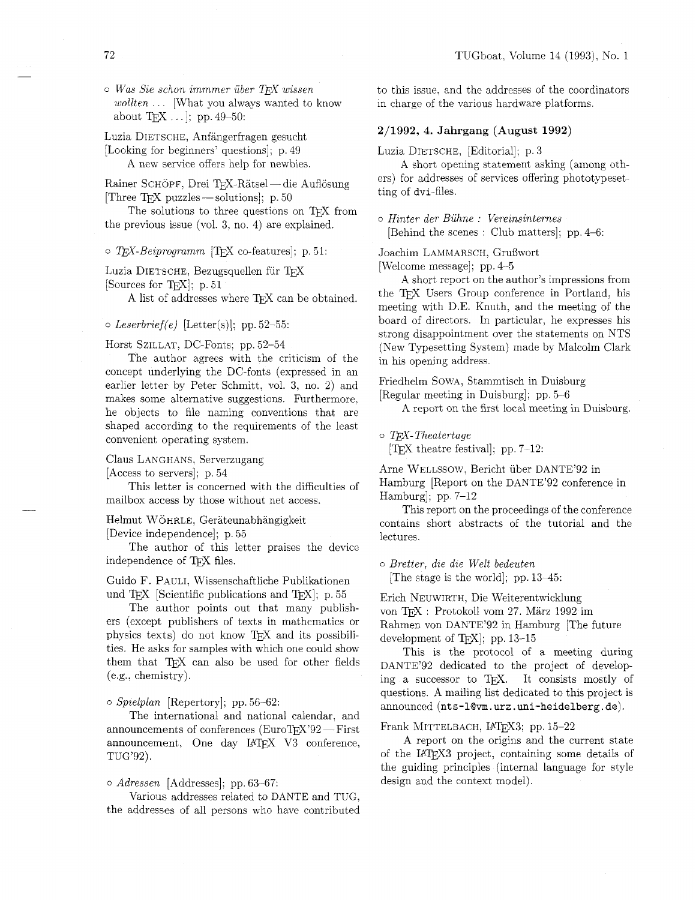○ *Was Sie schon immmer über TEX wissen wollten ...* [What you always wanted to know about TEX ...]; pp. 49–50:

Luzia DIETSCHE, Anfängerfragen gesucht [Looking for beginners' questions]; p. 49

A new service offers help for newbies.

Rainer SCHÖPF, Drei TEX-Rätsel — die Auflösung [Three TEX puzzles — solutions]; p. 50

The solutions to three questions on TEX from the previous issue (vol. 3, no. 4) are explained.

○ *TEX-Beiprogramm* [TEX co-features]; p. 51:

Luzia DIETSCHE, Bezugsquellen für TEX [Sources for TEX]; p. 51

A list of addresses where TEX can be obtained.

○ *Leserbrief(e)* [Letter(s)]; pp. 52–55:

Horst SZILLAT, DC-Fonts; pp. 52–54

The author agrees with the criticism of the concept underlying the DC-fonts (expressed in an earlier letter by Peter Schmitt, vol. 3, no. 2) and makes some alternative suggestions. Furthermore, he objects to file naming conventions that are shaped according to the requirements of the least convenient operating system.

Claus LANGHANS, Serverzugang [Access to servers]; p. 54

This letter is concerned with the difficulties of mailbox access by those without net access.

Helmut WÖHRLE, Geräteunabhängigkeit [Device independence]; p. 55

The author of this letter praises the device independence of TEX files.

Guido F. PAULI, Wissenschaftliche Publikationen und TEX [Scientific publications and TEX]; p. 55

The author points out that many publishers (except publishers of texts in mathematics or physics texts) do not know TEX and its possibilities. He asks for samples with which one could show them that TEX can also be used for other fields (e.g., chemistry).

○ *Spielplan* [Repertory]; pp. 56–62:

The international and national calendar, and announcements of conferences (EuroTEX'92 — First announcement, One day LATEX V3 conference, TUG'92).

○ *Adressen* [Addresses]; pp. 63–67:

Various addresses related to DANTE and TUG, the addresses of all persons who have contributed to this issue, and the addresses of the coordinators in charge of the various hardware platforms.

## 2/1992, 4. Jahrgang (August 1992)

Luzia DIETSCHE, [Editorial]; p. 3

A short opening statement asking (among others) for addresses of services offering phototypesetting of `dvi`-files.

○ *Hinter der Bühne : Vereinsinternes* [Behind the scenes : Club matters]; pp. 4–6:

Joachim LAMMARSCH, Grußwort [Welcome message]; pp. 4–5

A short report on the author's impressions from the TEX Users Group conference in Portland, his meeting with D.E. Knuth, and the meeting of the board of directors. In particular, he expresses his strong disappointment over the statements on NTS (New Typesetting System) made by Malcolm Clark in his opening address.

Friedhelm SOWA, Stammtisch in Duisburg [Regular meeting in Duisburg]; pp. 5–6

A report on the first local meeting in Duisburg.

○ *TEX-Theatertage* [TEX theatre festival]; pp. 7–12:

Arne WELLSSOW, Bericht über DANTE'92 in Hamburg [Report on the DANTE'92 conference in Hamburg]; pp. 7–12

This report on the proceedings of the conference contains short abstracts of the tutorial and the lectures.

○ *Bretter, die die Welt bedeuten* [The stage is the world]; pp. 13–45:

Erich NEUWIRTH, Die Weiterentwicklung von TEX : Protokoll vom 27. März 1992 im Rahmen von DANTE'92 in Hamburg [The future development of TEX]; pp. 13–15

This is the protocol of a meeting during DANTE'92 dedicated to the project of developing a successor to TEX. It consists mostly of questions. A mailing list dedicated to this project is announced (`nts-l@vm.urz.uni-heidelberg.de`).

Frank MITTELBACH, LATEX3; pp. 15–22

A report on the origins and the current state of the LATEX3 project, containing some details of the guiding principles (internal language for style design and the context model).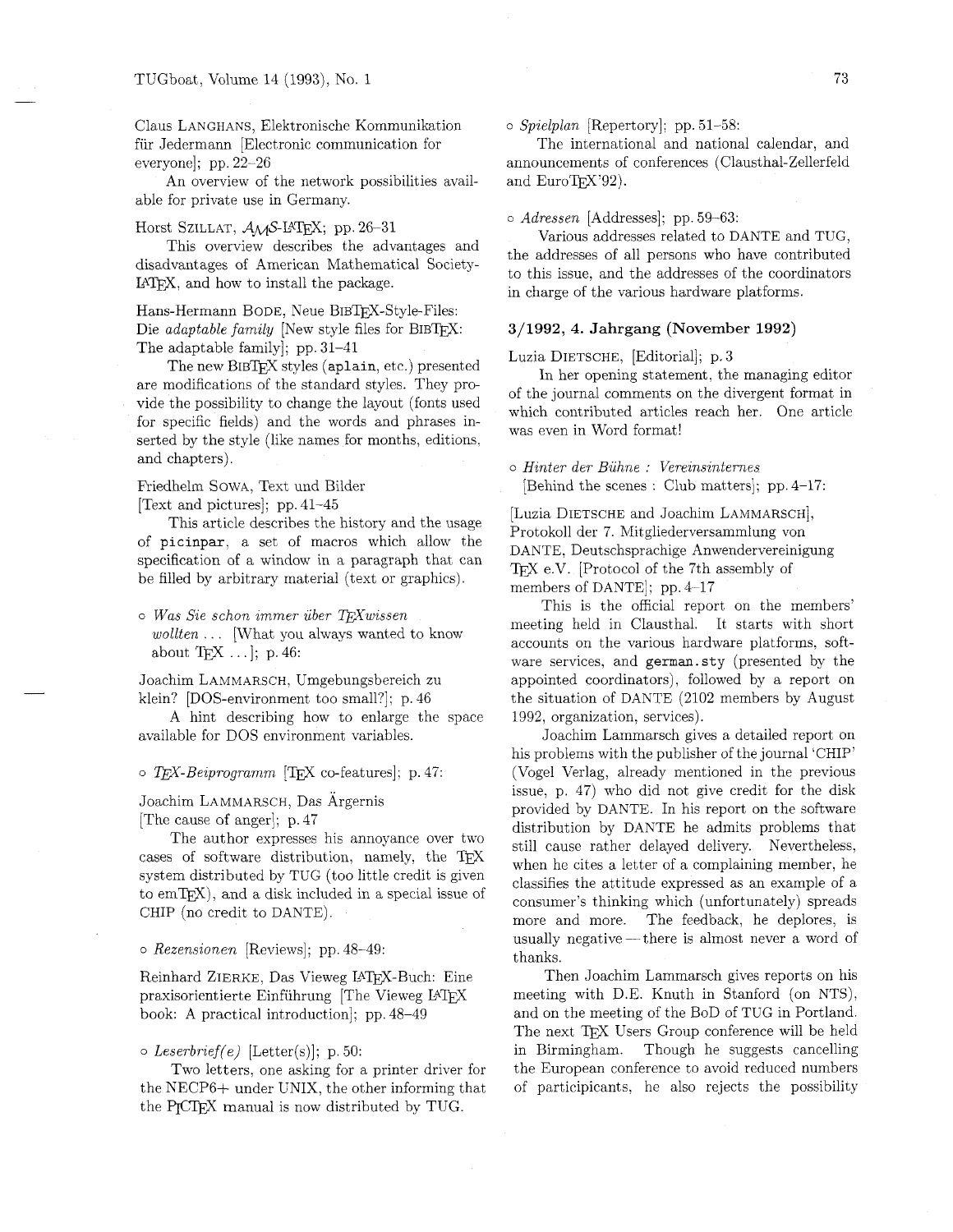Claus LANGHANS, Elektronische Kommunikation für Jedermann [Electronic communication for everyone]; pp. 22–26

An overview of the network possibilities available for private use in Germany.

Horst SZILLAT, AMS-LaTeX; pp. 26–31

This overview describes the advantages and disadvantages of American Mathematical Society-LaTeX, and how to install the package.

Hans-Hermann BODE, Neue BibTeX-Style-Files: Die *adaptable family* [New style files for BibTeX: The adaptable family]; pp. 31–41

The new BibTeX styles (`aplain`, etc.) presented are modifications of the standard styles. They provide the possibility to change the layout (fonts used for specific fields) and the words and phrases inserted by the style (like names for months, editions, and chapters).

Friedhelm SOWA, Text und Bilder [Text and pictures]; pp. 41–45

This article describes the history and the usage of `picinpar`, a set of macros which allow the specification of a window in a paragraph that can be filled by arbitrary material (text or graphics).

∘ *Was Sie schon immer über TeXwissen wollten ...* [What you always wanted to know about TeX ...]; p. 46:

Joachim LAMMARSCH, Umgebungsbereich zu klein? [DOS-environment too small?]; p. 46

A hint describing how to enlarge the space available for DOS environment variables.

∘ *TeX-Beiprogramm* [TeX co-features]; p. 47:

Joachim LAMMARSCH, Das Ärgernis [The cause of anger]; p. 47

The author expresses his annoyance over two cases of software distribution, namely, the TeX system distributed by TUG (too little credit is given to emTeX), and a disk included in a special issue of CHIP (no credit to DANTE).

∘ *Rezensionen* [Reviews]; pp. 48–49:

Reinhard ZIERKE, Das Vieweg LaTeX-Buch: Eine praxisorientierte Einführung [The Vieweg LaTeX book: A practical introduction]; pp. 48–49

∘ *Leserbrief(e)* [Letter(s)]; p. 50:

Two letters, one asking for a printer driver for the NECP6+ under UNIX, the other informing that the PiCTeX manual is now distributed by TUG.

∘ *Spielplan* [Repertory]; pp. 51–58:

The international and national calendar, and announcements of conferences (Clausthal-Zellerfeld and EuroTeX'92).

∘ *Adressen* [Addresses]; pp. 59–63:

Various addresses related to DANTE and TUG, the addresses of all persons who have contributed to this issue, and the addresses of the coordinators in charge of the various hardware platforms.

### 3/1992, 4. Jahrgang (November 1992)

Luzia DIETSCHE, [Editorial]; p. 3

In her opening statement, the managing editor of the journal comments on the divergent format in which contributed articles reach her. One article was even in Word format!

∘ *Hinter der Bühne : Vereinsinternes* [Behind the scenes : Club matters]; pp. 4–17:

[Luzia DIETSCHE and Joachim LAMMARSCH], Protokoll der 7. Mitgliederversammlung von DANTE, Deutschsprachige Anwendervereinigung TeX e.V. [Protocol of the 7th assembly of members of DANTE]; pp. 4–17

This is the official report on the members' meeting held in Clausthal. It starts with short accounts on the various hardware platforms, software services, and `german.sty` (presented by the appointed coordinators), followed by a report on the situation of DANTE (2102 members by August 1992, organization, services).

Joachim Lammarsch gives a detailed report on his problems with the publisher of the journal 'CHIP' (Vogel Verlag, already mentioned in the previous issue, p. 47) who did not give credit for the disk provided by DANTE. In his report on the software distribution by DANTE he admits problems that still cause rather delayed delivery. Nevertheless, when he cites a letter of a complaining member, he classifies the attitude expressed as an example of a consumer's thinking which (unfortunately) spreads more and more. The feedback, he deplores, is usually negative — there is almost never a word of thanks.

Then Joachim Lammarsch gives reports on his meeting with D.E. Knuth in Stanford (on NTS), and on the meeting of the BoD of TUG in Portland. The next TeX Users Group conference will be held in Birmingham. Though he suggests cancelling the European conference to avoid reduced numbers of participicants, he also rejects the possibility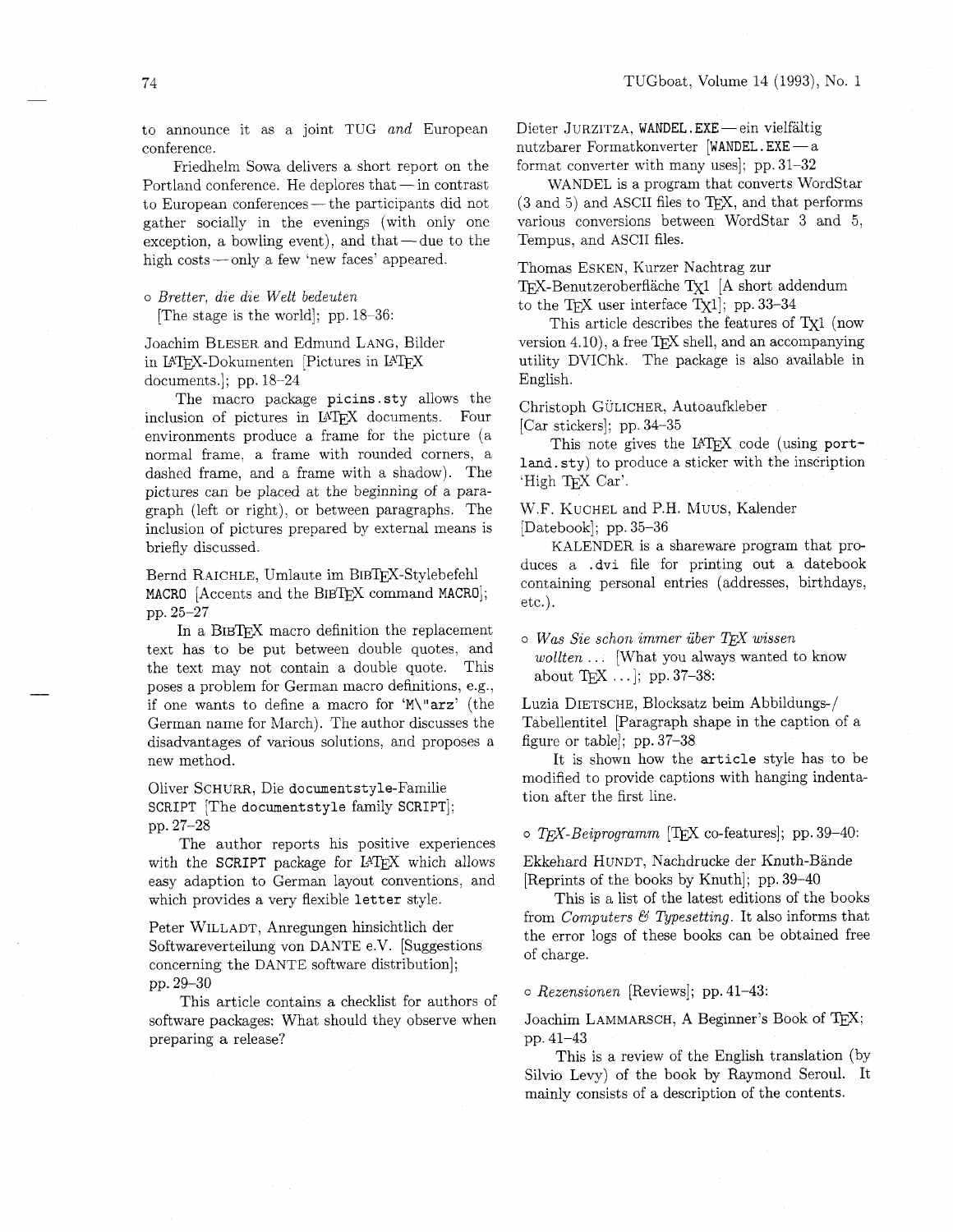to announce it as a joint TUG *and* European conference.

Friedhelm Sowa delivers a short report on the Portland conference. He deplores that — in contrast to European conferences — the participants did not gather socially in the evenings (with only one exception, a bowling event), and that — due to the high costs — only a few 'new faces' appeared.

◦ *Bretter, die die Welt bedeuten* [The stage is the world]; pp. 18–36:

Joachim BLESER and Edmund LANG, Bilder in LaTeX-Dokumenten [Pictures in LaTeX documents.]; pp. 18–24

The macro package `picins.sty` allows the inclusion of pictures in LaTeX documents. Four environments produce a frame for the picture (a normal frame, a frame with rounded corners, a dashed frame, and a frame with a shadow). The pictures can be placed at the beginning of a paragraph (left or right), or between paragraphs. The inclusion of pictures prepared by external means is briefly discussed.

Bernd RAICHLE, Umlaute im BibTeX-Stylebefehl `MACRO` [Accents and the BibTeX command `MACRO`]; pp. 25–27

In a BibTeX macro definition the replacement text has to be put between double quotes, and the text may not contain a double quote. This poses a problem for German macro definitions, e.g., if one wants to define a macro for '`M\"arz`' (the German name for March). The author discusses the disadvantages of various solutions, and proposes a new method.

Oliver SCHURR, Die `documentstyle`-Familie `SCRIPT` [The `documentstyle` family `SCRIPT`]; pp. 27–28

The author reports his positive experiences with the `SCRIPT` package for LaTeX which allows easy adaption to German layout conventions, and which provides a very flexible `letter` style.

Peter WILLADT, Anregungen hinsichtlich der Softwareverteilung von DANTE e.V. [Suggestions concerning the DANTE software distribution]; pp. 29–30

This article contains a checklist for authors of software packages: What should they observe when preparing a release?

Dieter JURZITZA, `WANDEL.EXE` — ein vielfältig nutzbarer Formatkonverter [`WANDEL.EXE` — a format converter with many uses]; pp. 31–32

WANDEL is a program that converts WordStar (3 and 5) and ASCII files to TeX, and that performs various conversions between WordStar 3 and 5, Tempus, and ASCII files.

Thomas ESKEN, Kurzer Nachtrag zur TeX-Benutzeroberfläche TX1 [A short addendum to the TeX user interface TX1]; pp. 33–34

This article describes the features of TX1 (now version 4.10), a free TeX shell, and an accompanying utility DVIChk. The package is also available in English.

Christoph GÜLICHER, Autoaufkleber [Car stickers]; pp. 34–35

This note gives the LaTeX code (using `portland.sty`) to produce a sticker with the inscription 'High TeX Car'.

W.F. KUCHEL and P.H. MUUS, Kalender [Datebook]; pp. 35–36

KALENDER is a shareware program that produces a `.dvi` file for printing out a datebook containing personal entries (addresses, birthdays, etc.).

◦ *Was Sie schon immer über TeX wissen wollten ...* [What you always wanted to know about TeX ...]; pp. 37–38:

Luzia DIETSCHE, Blocksatz beim Abbildungs-/ Tabellentitel [Paragraph shape in the caption of a figure or table]; pp. 37–38

It is shown how the `article` style has to be modified to provide captions with hanging indentation after the first line.

◦ *TeX-Beiprogramm* [TeX co-features]; pp. 39–40:

Ekkehard HUNDT, Nachdrucke der Knuth-Bände [Reprints of the books by Knuth]; pp. 39–40

This is a list of the latest editions of the books from *Computers & Typesetting*. It also informs that the error logs of these books can be obtained free of charge.

◦ *Rezensionen* [Reviews]; pp. 41–43:

Joachim LAMMARSCH, A Beginner's Book of TeX; pp. 41–43

This is a review of the English translation (by Silvio Levy) of the book by Raymond Seroul. It mainly consists of a description of the contents.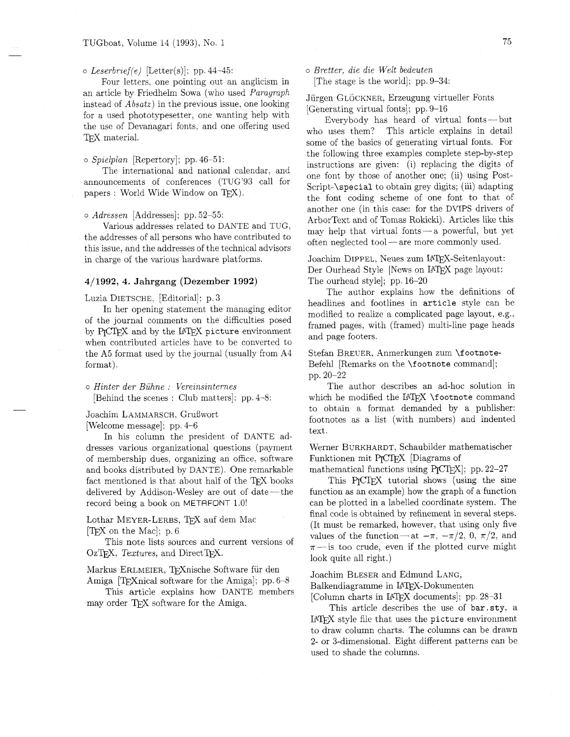∘ *Leserbrief(e)* [Letter(s)]; pp. 44–45:

Four letters, one pointing out an anglicism in an article by Friedhelm Sowa (who used *Paragraph* instead of *Absatz*) in the previous issue, one looking for a used phototypesetter, one wanting help with the use of Devanagari fonts, and one offering used TEX material.

∘ *Spielplan* [Repertory]; pp. 46–51:

The international and national calendar, and announcements of conferences (TUG'93 call for papers : World Wide Window on TEX).

∘ *Adressen* [Addresses]; pp. 52–55:

Various addresses related to DANTE and TUG, the addresses of all persons who have contributed to this issue, and the addresses of the technical advisors in charge of the various hardware platforms.

### 4/1992, 4. Jahrgang (Dezember 1992)

Luzia DIETSCHE, [Editorial]; p. 3

In her opening statement the managing editor of the journal comments on the difficulties posed by PICTEX and by the LATEX `picture` environment when contributed articles have to be converted to the A5 format used by the journal (usually from A4 format).

∘ *Hinter der Bühne : Vereinsinternes*
[Behind the scenes : Club matters]; pp. 4–8:

Joachim LAMMARSCH, Grußwort
[Welcome message]; pp. 4–6

In his column the president of DANTE addresses various organizational questions (payment of membership dues, organizing an office, software and books distributed by DANTE). One remarkable fact mentioned is that about half of the TEX books delivered by Addison-Wesley are out of date — the record being a book on METAFONT 1.0!

Lothar MEYER-LERBS, TEX auf dem Mac
[TEX on the Mac]; p. 6

This note lists sources and current versions of OzTEX, *Textures*, and DirectTEX.

Markus ERLMEIER, TEXnische Software für den Amiga [TEXnical software for the Amiga]; pp. 6–8

This article explains how DANTE members may order TEX software for the Amiga.

∘ *Bretter, die die Welt bedeuten*
[The stage is the world]; pp. 9–34:

Jürgen GLÖCKNER, Erzeugung virtueller Fonts
[Generating virtual fonts]; pp. 9–16

Everybody has heard of virtual fonts — but who uses them? This article explains in detail some of the basics of generating virtual fonts. For the following three examples complete step-by-step instructions are given: (i) replacing the digits of one font by those of another one; (ii) using PostScript-`\special` to obtain grey digits; (iii) adapting the font coding scheme of one font to that of another one (in this case: for the DVIPS drivers of ArborText and of Tomas Rokicki). Articles like this may help that virtual fonts — a powerful, but yet often neglected tool — are more commonly used.

Joachim DIPPEL, Neues zum LATEX-Seitenlayout: Der Ourhead Style [News on LATEX page layout: The ourhead style]; pp. 16–20

The author explains how the definitions of headlines and footlines in `article` style can be modified to realize a complicated page layout, e.g., framed pages, with (framed) multi-line page heads and page footers.

Stefan BREUER, Anmerkungen zum `\footnote`-Befehl [Remarks on the `\footnote` command]; pp. 20–22

The author describes an ad-hoc solution in which he modified the LATEX `\footnote` command to obtain a format demanded by a publisher: footnotes as a list (with numbers) and indented text.

Werner BURKHARDT, Schaubilder mathematischer Funktionen mit PICTEX [Diagrams of mathematical functions using PICTEX]; pp. 22–27

This PICTEX tutorial shows (using the sine function as an example) how the graph of a function can be plotted in a labelled coordinate system. The final code is obtained by refinement in several steps. (It must be remarked, however, that using only five values of the function — at $-\pi$, $-\pi/2$, 0, $\pi/2$, and $\pi$ — is too crude, even if the plotted curve might look quite all right.)

Joachim BLESER and Edmund LANG, Balkendiagramme in LATEX-Dokumenten [Column charts in LATEX documents]; pp. 28–31

This article describes the use of `bar.sty`, a LATEX style file that uses the `picture` environment to draw column charts. The columns can be drawn 2- or 3-dimensional. Eight different patterns can be used to shade the columns.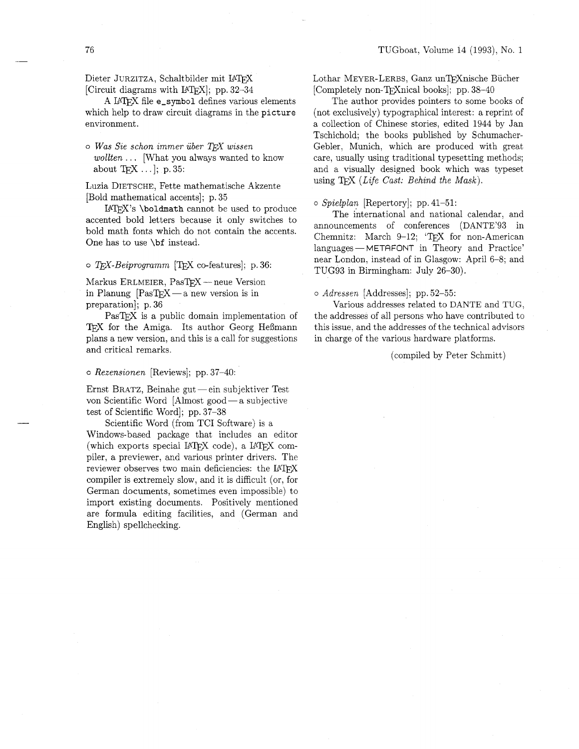Dieter JURZITZA, Schaltbilder mit LaTeX [Circuit diagrams with LaTeX]; pp. 32–34

A LaTeX file `e_symbol` defines various elements which help to draw circuit diagrams in the `picture` environment.

○ *Was Sie schon immer über TeX wissen wollten ...* [What you always wanted to know about TeX ...]; p. 35:

Luzia DIETSCHE, Fette mathematische Akzente [Bold mathematical accents]; p. 35

LaTeX's `\boldmath` cannot be used to produce accented bold letters because it only switches to bold math fonts which do not contain the accents. One has to use `\bf` instead.

○ *TeX-Beiprogramm* [TeX co-features]; p. 36:

Markus ERLMEIER, PasTeX — neue Version in Planung [PasTeX — a new version is in preparation]; p. 36

PasTeX is a public domain implementation of TeX for the Amiga. Its author Georg Heßmann plans a new version, and this is a call for suggestions and critical remarks.

○ *Rezensionen* [Reviews]; pp. 37–40:

Ernst BRATZ, Beinahe gut — ein subjektiver Test von Scientific Word [Almost good — a subjective test of Scientific Word]; pp. 37–38

Scientific Word (from TCI Software) is a Windows-based package that includes an editor (which exports special LaTeX code), a LaTeX compiler, a previewer, and various printer drivers. The reviewer observes two main deficiencies: the LaTeX compiler is extremely slow, and it is difficult (or, for German documents, sometimes even impossible) to import existing documents. Positively mentioned are formula editing facilities, and (German and English) spellchecking.

Lothar MEYER-LERBS, Ganz unTeXnische Bücher [Completely non-TeXnical books]; pp. 38–40

The author provides pointers to some books of (not exclusively) typographical interest: a reprint of a collection of Chinese stories, edited 1944 by Jan Tschichold; the books published by Schumacher-Gebler, Munich, which are produced with great care, usually using traditional typesetting methods; and a visually designed book which was typeset using TeX (*Life Cast: Behind the Mask*).

○ *Spielplan* [Repertory]; pp. 41–51:

The international and national calendar, and announcements of conferences (DANTE'93 in Chemnitz: March 9–12; 'TeX for non-American languages — METAFONT in Theory and Practice' near London, instead of in Glasgow: April 6–8; and TUG93 in Birmingham: July 26–30).

○ *Adressen* [Addresses]; pp. 52–55:

Various addresses related to DANTE and TUG, the addresses of all persons who have contributed to this issue, and the addresses of the technical advisors in charge of the various hardware platforms.

(compiled by Peter Schmitt)